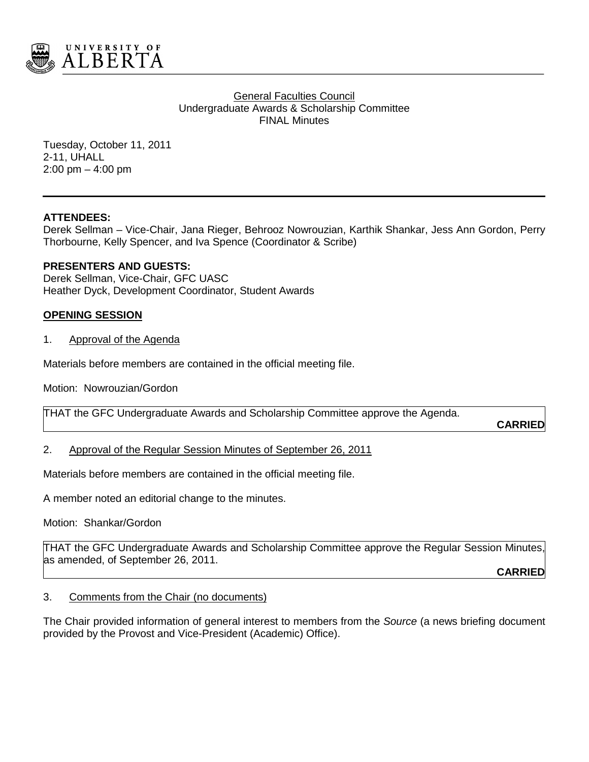General Faculties Council
Undergraduate Awards & Scholarship Committee
FINAL Minutes

Tuesday, October 11, 2011
2-11, UHALL
2:00 pm – 4:00 pm

**ATTENDEES:**
Derek Sellman – Vice-Chair, Jana Rieger, Behrooz Nowrouzian, Karthik Shankar, Jess Ann Gordon, Perry Thorbourne, Kelly Spencer, and Iva Spence (Coordinator & Scribe)

**PRESENTERS AND GUESTS:**
Derek Sellman, Vice-Chair, GFC UASC
Heather Dyck, Development Coordinator, Student Awards

## OPENING SESSION

1. Approval of the Agenda

Materials before members are contained in the official meeting file.

Motion: Nowrouzian/Gordon

THAT the GFC Undergraduate Awards and Scholarship Committee approve the Agenda.

**CARRIED**

2. Approval of the Regular Session Minutes of September 26, 2011

Materials before members are contained in the official meeting file.

A member noted an editorial change to the minutes.

Motion: Shankar/Gordon

THAT the GFC Undergraduate Awards and Scholarship Committee approve the Regular Session Minutes, as amended, of September 26, 2011.

**CARRIED**

3. Comments from the Chair (no documents)

The Chair provided information of general interest to members from the *Source* (a news briefing document provided by the Provost and Vice-President (Academic) Office).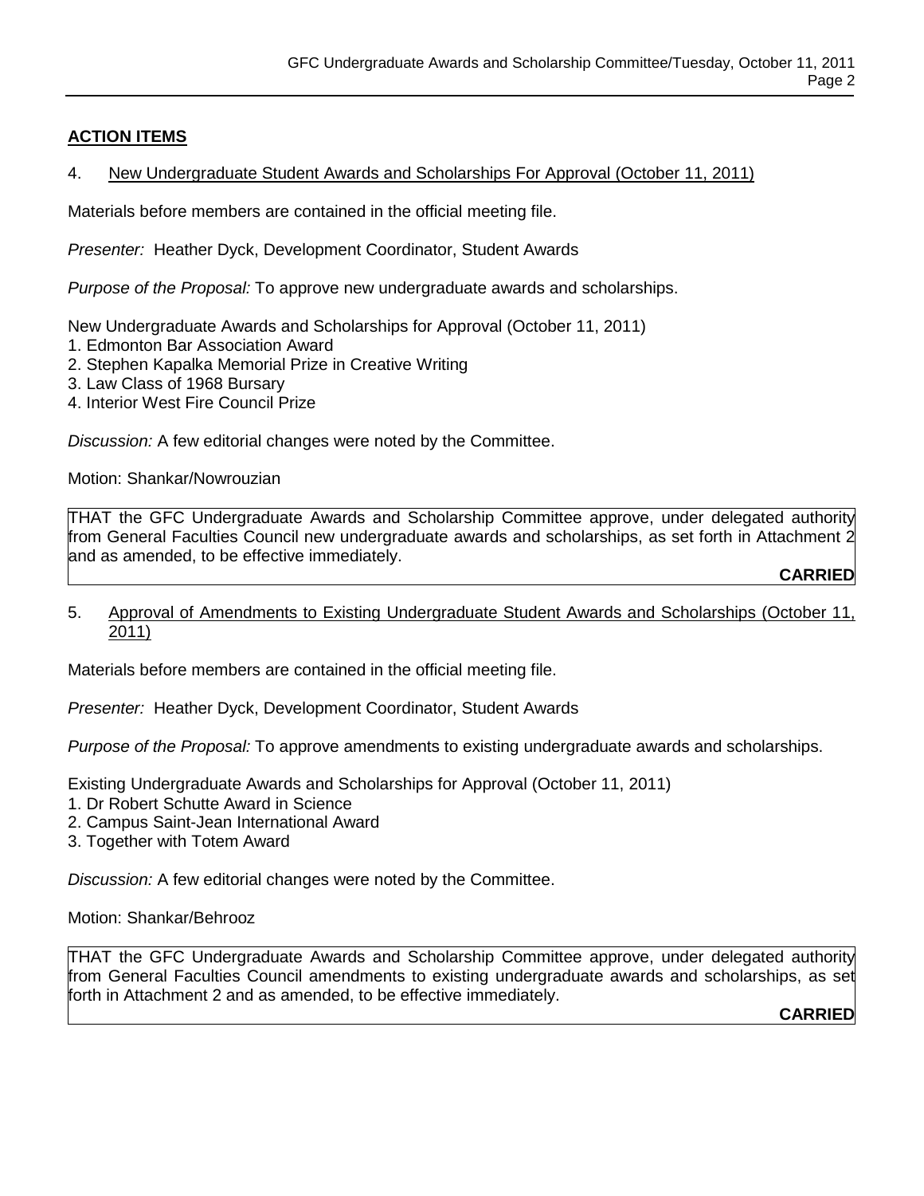## ACTION ITEMS

4. New Undergraduate Student Awards and Scholarships For Approval (October 11, 2011)

Materials before members are contained in the official meeting file.

*Presenter:* Heather Dyck, Development Coordinator, Student Awards

*Purpose of the Proposal:* To approve new undergraduate awards and scholarships.

New Undergraduate Awards and Scholarships for Approval (October 11, 2011)
1. Edmonton Bar Association Award
2. Stephen Kapalka Memorial Prize in Creative Writing
3. Law Class of 1968 Bursary
4. Interior West Fire Council Prize

*Discussion:* A few editorial changes were noted by the Committee.

Motion: Shankar/Nowrouzian

THAT the GFC Undergraduate Awards and Scholarship Committee approve, under delegated authority from General Faculties Council new undergraduate awards and scholarships, as set forth in Attachment 2 and as amended, to be effective immediately.

**CARRIED**

5. Approval of Amendments to Existing Undergraduate Student Awards and Scholarships (October 11, 2011)

Materials before members are contained in the official meeting file.

*Presenter:* Heather Dyck, Development Coordinator, Student Awards

*Purpose of the Proposal:* To approve amendments to existing undergraduate awards and scholarships.

Existing Undergraduate Awards and Scholarships for Approval (October 11, 2011)
1. Dr Robert Schutte Award in Science
2. Campus Saint-Jean International Award
3. Together with Totem Award

*Discussion:* A few editorial changes were noted by the Committee.

Motion: Shankar/Behrooz

THAT the GFC Undergraduate Awards and Scholarship Committee approve, under delegated authority from General Faculties Council amendments to existing undergraduate awards and scholarships, as set forth in Attachment 2 and as amended, to be effective immediately.

**CARRIED**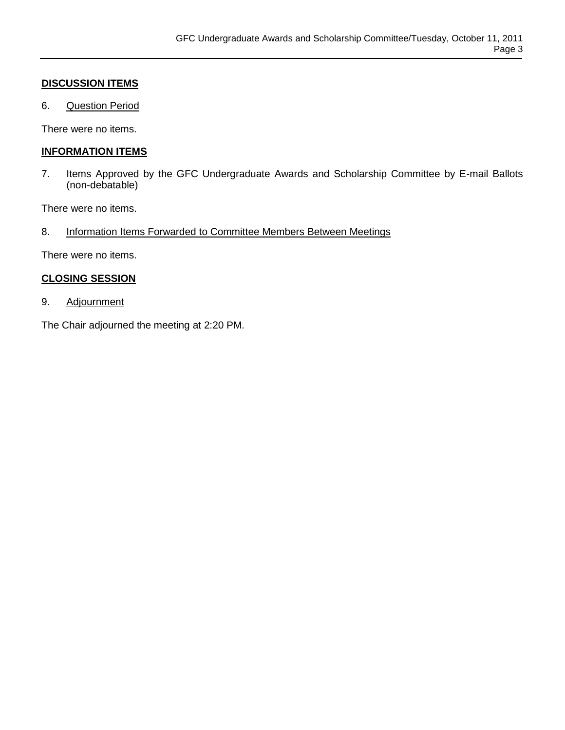**DISCUSSION ITEMS**

6. Question Period

There were no items.

**INFORMATION ITEMS**

7. Items Approved by the GFC Undergraduate Awards and Scholarship Committee by E-mail Ballots (non-debatable)

There were no items.

8. Information Items Forwarded to Committee Members Between Meetings

There were no items.

**CLOSING SESSION**

9. Adjournment

The Chair adjourned the meeting at 2:20 PM.